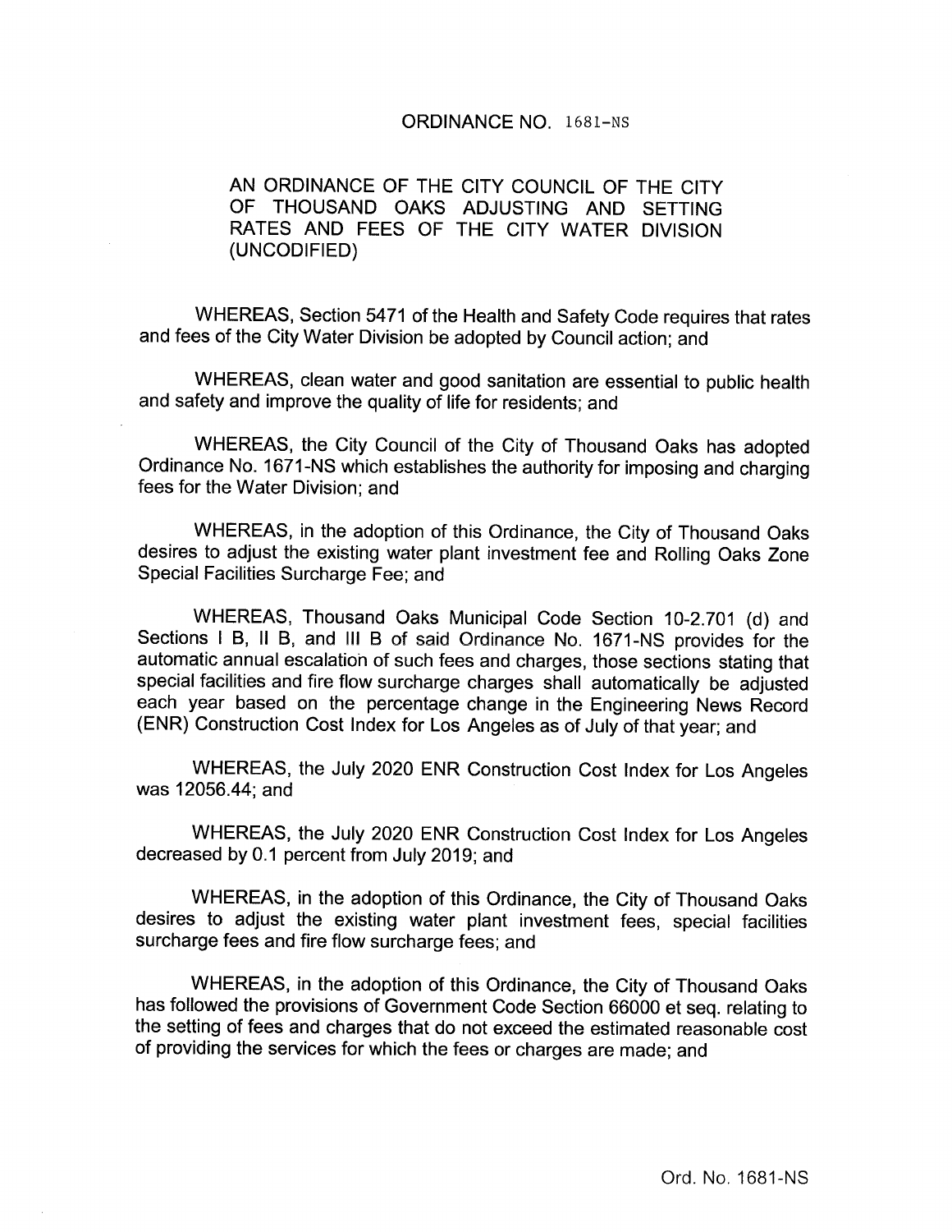ORDINANCE NO. 1681-NS

AN ORDINANCE OF THE CITY COUNCIL OF THE CITY OF THOUSAND OAKS ADJUSTING AND SETTING RATES AND FEES OF THE CITY WATER DIVISION (UNCODIFIED)

WHEREAS, Section 5471 of the Health and Safety Code requires that rates and fees of the City Water Division be adopted by Council action; and

WHEREAS, clean water and good sanitation are essential to public health and safety and improve the quality of life for residents; and

WHEREAS, the City Council of the City of Thousand Oaks has adopted Ordinance No. 1671-NS which establishes the authority for imposing and charging fees for the Water Division; and

WHEREAS, in the adoption of this Ordinance, the City of Thousand Oaks desires to adjust the existing water plant investment fee and Rolling Oaks Zone Special Facilities Surcharge Fee; and

WHEREAS, Thousand Oaks Municipal Code Section 10-2.701 (d) and Sections I B, II B, and III B of said Ordinance No. 1671-NS provides for the automatic annual escalation of such fees and charges, those sections stating that special facilities and fire flow surcharge charges shall automatically be adjusted each year based on the percentage change in the Engineering News Record (ENR) Construction Cost Index for Los Angeles as of July of that year; and

WHEREAS, the July 2020 ENR Construction Cost Index for Los Angeles was 12056.44; and

WHEREAS, the July 2020 ENR Construction Cost Index for Los Angeles decreased by 0.1 percent from July 2019; and

WHEREAS, in the adoption of this Ordinance, the City of Thousand Oaks desires to adjust the existing water plant investment fees, special facilities surcharge fees and fire flow surcharge fees; and

WHEREAS, in the adoption of this Ordinance, the City of Thousand Oaks has followed the provisions of Government Code Section 66000 et seq. relating to the setting of fees and charges that do not exceed the estimated reasonable cost of providing the services for which the fees or charges are made; and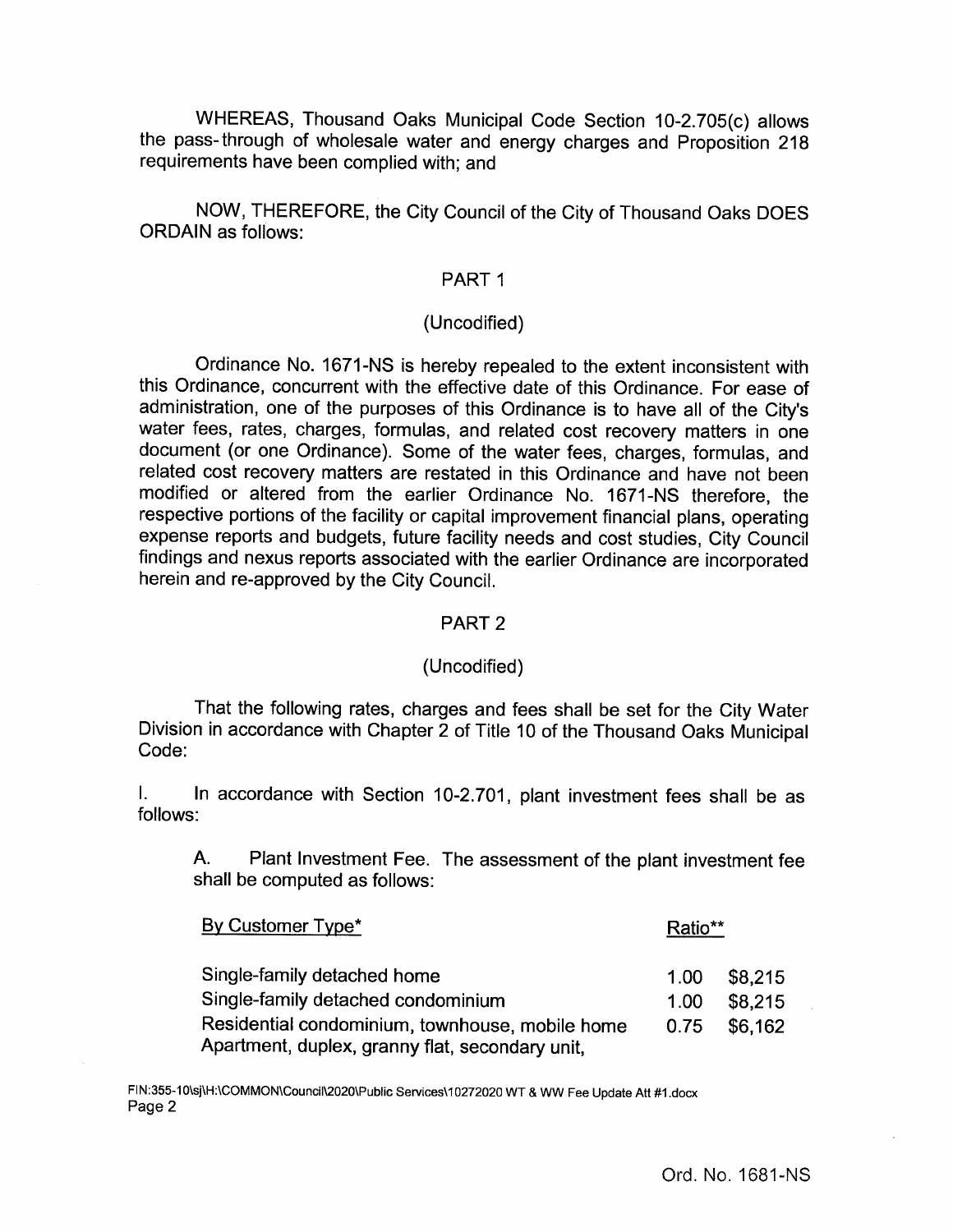WHEREAS, Thousand Oaks Municipal Code Section 10-2.705(c) allows the pass-through of wholesale water and energy charges and Proposition 218 requirements have been complied with; and

NOW, THEREFORE, the City Council of the City of Thousand Oaks DOES ORDAIN as follows:

PART 1

(Uncodified)

Ordinance No. 1671-NS is hereby repealed to the extent inconsistent with this Ordinance, concurrent with the effective date of this Ordinance. For ease of administration, one of the purposes of this Ordinance is to have all of the City's water fees, rates, charges, formulas, and related cost recovery matters in one document (or one Ordinance). Some of the water fees, charges, formulas, and related cost recovery matters are restated in this Ordinance and have not been modified or altered from the earlier Ordinance No. 1671-NS therefore, the respective portions of the facility or capital improvement financial plans, operating expense reports and budgets, future facility needs and cost studies, City Council findings and nexus reports associated with the earlier Ordinance are incorporated herein and re-approved by the City Council.

PART 2

(Uncodified)

That the following rates, charges and fees shall be set for the City Water Division in accordance with Chapter 2 of Title 10 of the Thousand Oaks Municipal Code:

I. In accordance with Section 10-2.701, plant investment fees shall be as follows:

A. Plant Investment Fee. The assessment of the plant investment fee shall be computed as follows:

| By Customer Type* | Ratio** | |
|---|---|---|
| Single-family detached home | 1.00 | $8,215 |
| Single-family detached condominium | 1.00 | $8,215 |
| Residential condominium, townhouse, mobile home | 0.75 | $6,162 |
| Apartment, duplex, granny flat, secondary unit, | | |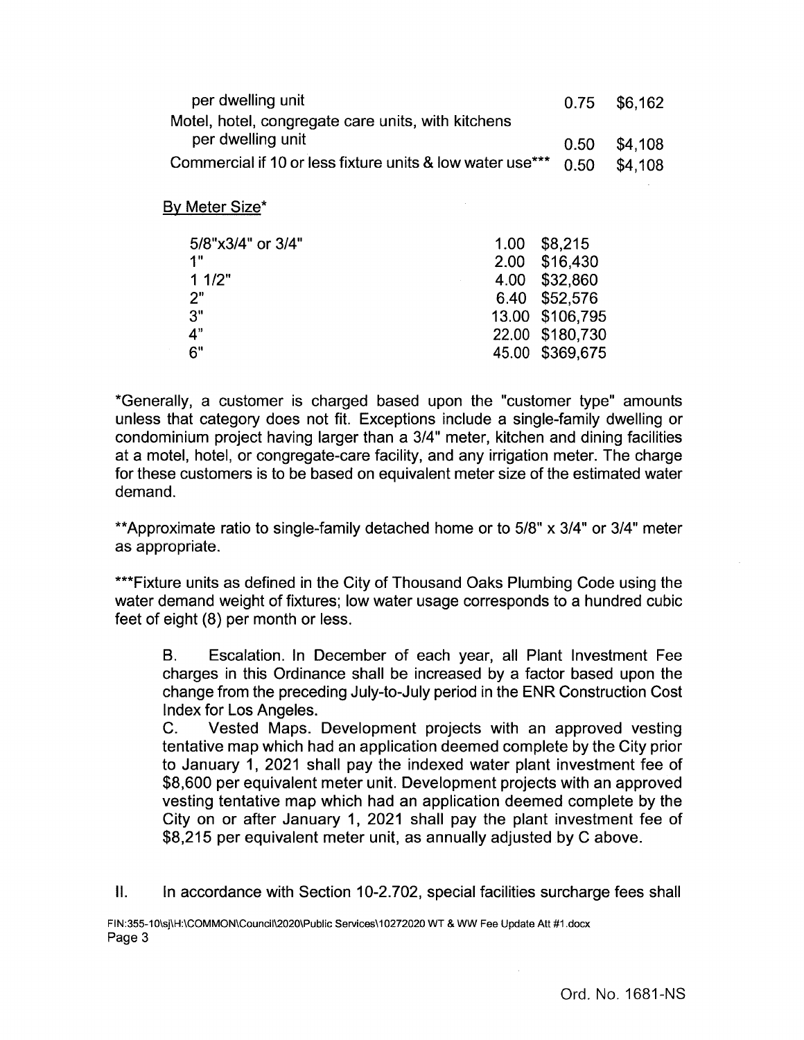| | | |
|---|---|---|
| per dwelling unit | 0.75 | $6,162 |
| Motel, hotel, congregate care units, with kitchens per dwelling unit | 0.50 | $4,108 |
| Commercial if 10 or less fixture units & low water use*** | 0.50 | $4,108 |

By Meter Size*

| | | |
|---|---|---|
| 5/8"x3/4" or 3/4" | 1.00 | $8,215 |
| 1" | 2.00 | $16,430 |
| 1 1/2" | 4.00 | $32,860 |
| 2" | 6.40 | $52,576 |
| 3" | 13.00 | $106,795 |
| 4" | 22.00 | $180,730 |
| 6" | 45.00 | $369,675 |

*Generally, a customer is charged based upon the "customer type" amounts unless that category does not fit. Exceptions include a single-family dwelling or condominium project having larger than a 3/4" meter, kitchen and dining facilities at a motel, hotel, or congregate-care facility, and any irrigation meter. The charge for these customers is to be based on equivalent meter size of the estimated water demand.

**Approximate ratio to single-family detached home or to 5/8" x 3/4" or 3/4" meter as appropriate.

***Fixture units as defined in the City of Thousand Oaks Plumbing Code using the water demand weight of fixtures; low water usage corresponds to a hundred cubic feet of eight (8) per month or less.

B. Escalation. In December of each year, all Plant Investment Fee charges in this Ordinance shall be increased by a factor based upon the change from the preceding July-to-July period in the ENR Construction Cost Index for Los Angeles.

C. Vested Maps. Development projects with an approved vesting tentative map which had an application deemed complete by the City prior to January 1, 2021 shall pay the indexed water plant investment fee of $8,600 per equivalent meter unit. Development projects with an approved vesting tentative map which had an application deemed complete by the City on or after January 1, 2021 shall pay the plant investment fee of $8,215 per equivalent meter unit, as annually adjusted by C above.

II. In accordance with Section 10-2.702, special facilities surcharge fees shall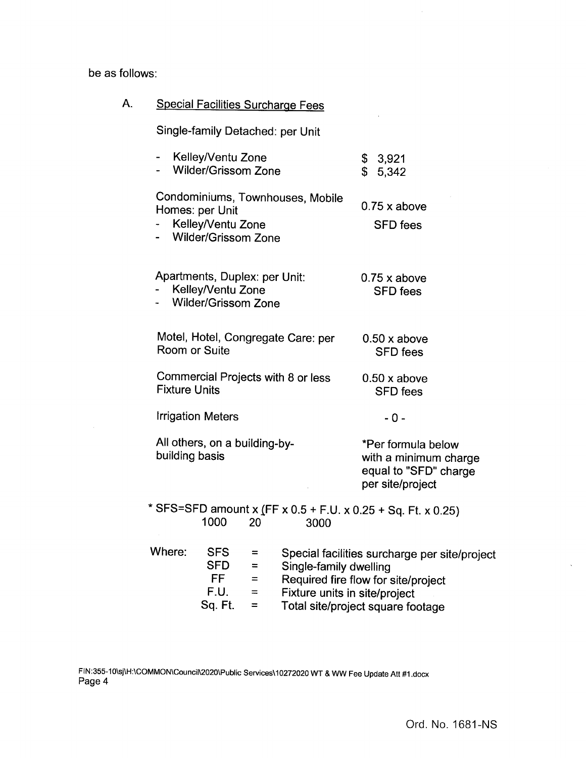be as follows:

A. Special Facilities Surcharge Fees

| Category | Fee |
|---|---|
| Single-family Detached: per Unit | |
| - Kelley/Ventu Zone | $ 3,921 |
| - Wilder/Grissom Zone | $ 5,342 |
| Condominiums, Townhouses, Mobile Homes: per Unit<br>- Kelley/Ventu Zone<br>- Wilder/Grissom Zone | 0.75 x above SFD fees |
| Apartments, Duplex: per Unit:<br>- Kelley/Ventu Zone<br>- Wilder/Grissom Zone | 0.75 x above SFD fees |
| Motel, Hotel, Congregate Care: per Room or Suite | 0.50 x above SFD fees |
| Commercial Projects with 8 or less Fixture Units | 0.50 x above SFD fees |
| Irrigation Meters | - 0 - |
| All others, on a building-by-building basis | *Per formula below with a minimum charge equal to "SFD" charge per site/project |

$$* \; SFS = SFD \text{ amount} \times \left( \frac{FF}{1000} \times 0.5 + \frac{F.U.}{20} \times 0.25 + \frac{Sq.\ Ft.}{3000} \times 0.25 \right)$$

Where:

| | | |
|---|---|---|
| SFS | = | Special facilities surcharge per site/project |
| SFD | = | Single-family dwelling |
| FF | = | Required fire flow for site/project |
| F.U. | = | Fixture units in site/project |
| Sq. Ft. | = | Total site/project square footage |

FIN:355-10\sj\H:\COMMON\Council\2020\Public Services\10272020 WT & WW Fee Update Att #1.docx

Ord. No. 1681-NS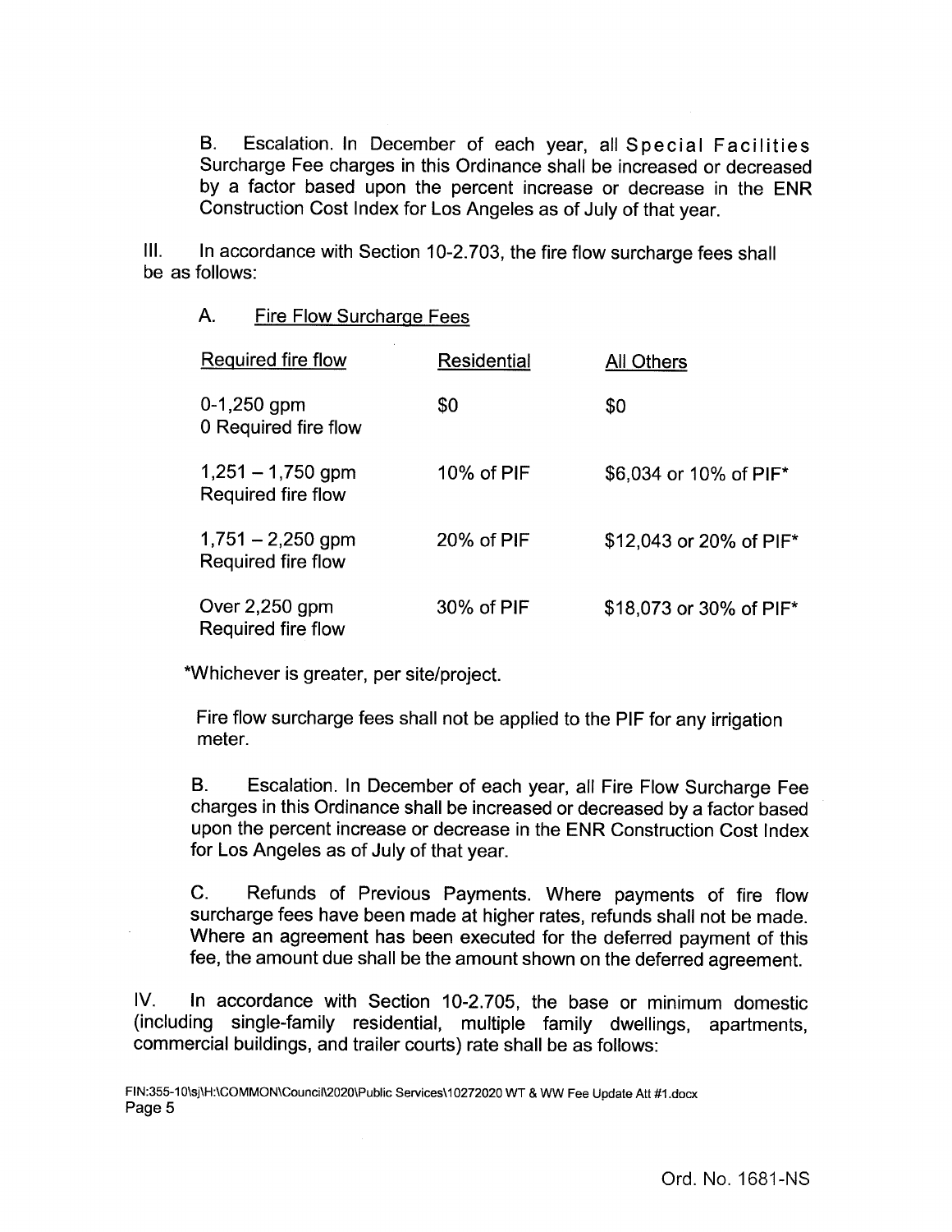B. Escalation. In December of each year, all Special Facilities Surcharge Fee charges in this Ordinance shall be increased or decreased by a factor based upon the percent increase or decrease in the ENR Construction Cost Index for Los Angeles as of July of that year.

III. In accordance with Section 10-2.703, the fire flow surcharge fees shall be as follows:

A. Fire Flow Surcharge Fees

| Required fire flow | Residential | All Others |
|---|---|---|
| 0-1,250 gpm 0 Required fire flow | $0 | $0 |
| 1,251 – 1,750 gpm Required fire flow | 10% of PIF | $6,034 or 10% of PIF* |
| 1,751 – 2,250 gpm Required fire flow | 20% of PIF | $12,043 or 20% of PIF* |
| Over 2,250 gpm Required fire flow | 30% of PIF | $18,073 or 30% of PIF* |

*Whichever is greater, per site/project.

Fire flow surcharge fees shall not be applied to the PIF for any irrigation meter.

B. Escalation. In December of each year, all Fire Flow Surcharge Fee charges in this Ordinance shall be increased or decreased by a factor based upon the percent increase or decrease in the ENR Construction Cost Index for Los Angeles as of July of that year.

C. Refunds of Previous Payments. Where payments of fire flow surcharge fees have been made at higher rates, refunds shall not be made. Where an agreement has been executed for the deferred payment of this fee, the amount due shall be the amount shown on the deferred agreement.

IV. In accordance with Section 10-2.705, the base or minimum domestic (including single-family residential, multiple family dwellings, apartments, commercial buildings, and trailer courts) rate shall be as follows: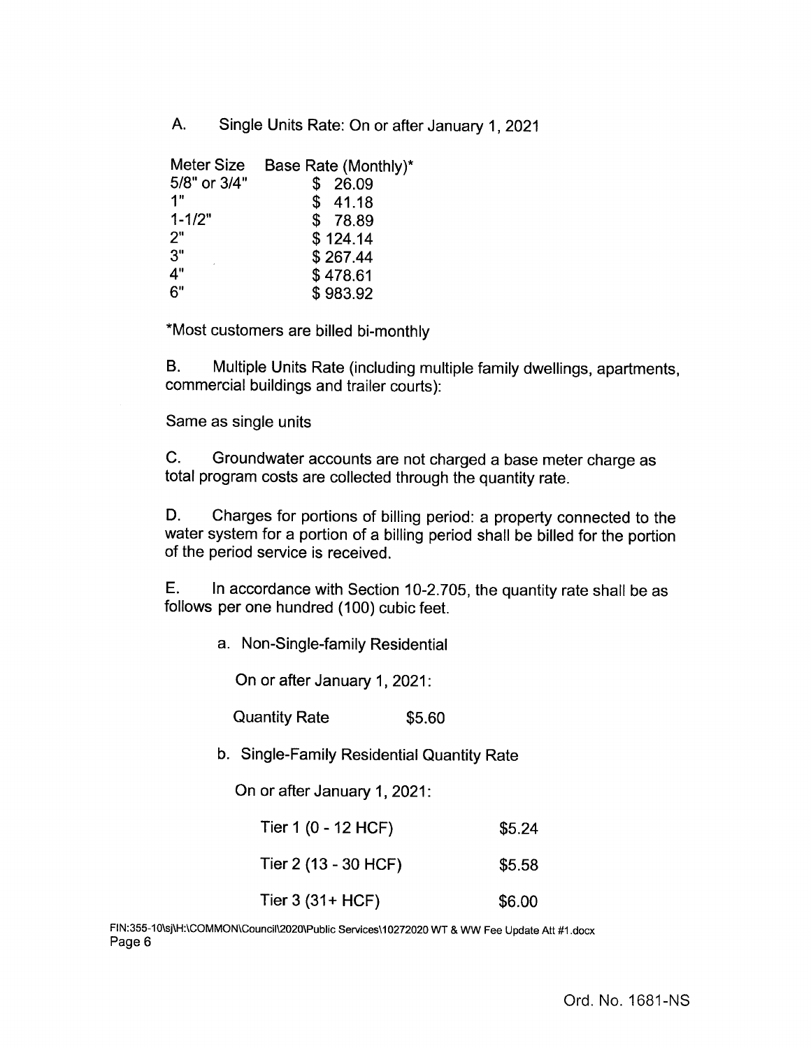A. Single Units Rate: On or after January 1, 2021

| Meter Size | Base Rate (Monthly)* |
|---|---|
| 5/8" or 3/4" | $ 26.09 |
| 1" | $ 41.18 |
| 1-1/2" | $ 78.89 |
| 2" | $ 124.14 |
| 3" | $ 267.44 |
| 4" | $ 478.61 |
| 6" | $ 983.92 |

*Most customers are billed bi-monthly

B. Multiple Units Rate (including multiple family dwellings, apartments, commercial buildings and trailer courts):

Same as single units

C. Groundwater accounts are not charged a base meter charge as total program costs are collected through the quantity rate.

D. Charges for portions of billing period: a property connected to the water system for a portion of a billing period shall be billed for the portion of the period service is received.

E. In accordance with Section 10-2.705, the quantity rate shall be as follows per one hundred (100) cubic feet.

a. Non-Single-family Residential

On or after January 1, 2021:

| Quantity Rate | $5.60 |
|---|---|

b. Single-Family Residential Quantity Rate

On or after January 1, 2021:

| Tier | Rate |
|---|---|
| Tier 1 (0 - 12 HCF) | $5.24 |
| Tier 2 (13 - 30 HCF) | $5.58 |
| Tier 3 (31+ HCF) | $6.00 |

FIN:355-10\sj\H:\COMMON\Council\2020\Public Services\10272020 WT & WW Fee Update Att #1.docx

Ord. No. 1681-NS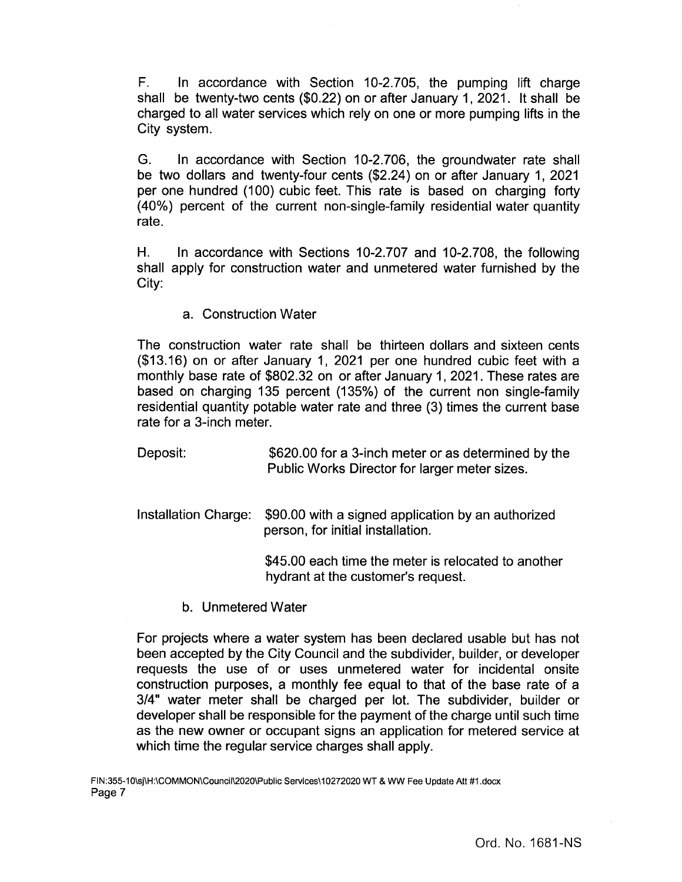F. In accordance with Section 10-2.705, the pumping lift charge shall be twenty-two cents ($0.22) on or after January 1, 2021. It shall be charged to all water services which rely on one or more pumping lifts in the City system.

G. In accordance with Section 10-2.706, the groundwater rate shall be two dollars and twenty-four cents ($2.24) on or after January 1, 2021 per one hundred (100) cubic feet. This rate is based on charging forty (40%) percent of the current non-single-family residential water quantity rate.

H. In accordance with Sections 10-2.707 and 10-2.708, the following shall apply for construction water and unmetered water furnished by the City:

a. Construction Water

The construction water rate shall be thirteen dollars and sixteen cents ($13.16) on or after January 1, 2021 per one hundred cubic feet with a monthly base rate of $802.32 on or after January 1, 2021. These rates are based on charging 135 percent (135%) of the current non single-family residential quantity potable water rate and three (3) times the current base rate for a 3-inch meter.

| | |
|---|---|
| Deposit: | $620.00 for a 3-inch meter or as determined by the Public Works Director for larger meter sizes. |
| Installation Charge: | $90.00 with a signed application by an authorized person, for initial installation. |
| | $45.00 each time the meter is relocated to another hydrant at the customer's request. |

b. Unmetered Water

For projects where a water system has been declared usable but has not been accepted by the City Council and the subdivider, builder, or developer requests the use of or uses unmetered water for incidental onsite construction purposes, a monthly fee equal to that of the base rate of a 3/4" water meter shall be charged per lot. The subdivider, builder or developer shall be responsible for the payment of the charge until such time as the new owner or occupant signs an application for metered service at which time the regular service charges shall apply.

FIN:355-10\sj\H:\COMMON\Council\2020\Public Services\10272020 WT & WW Fee Update Att #1.docx

Ord. No. 1681-NS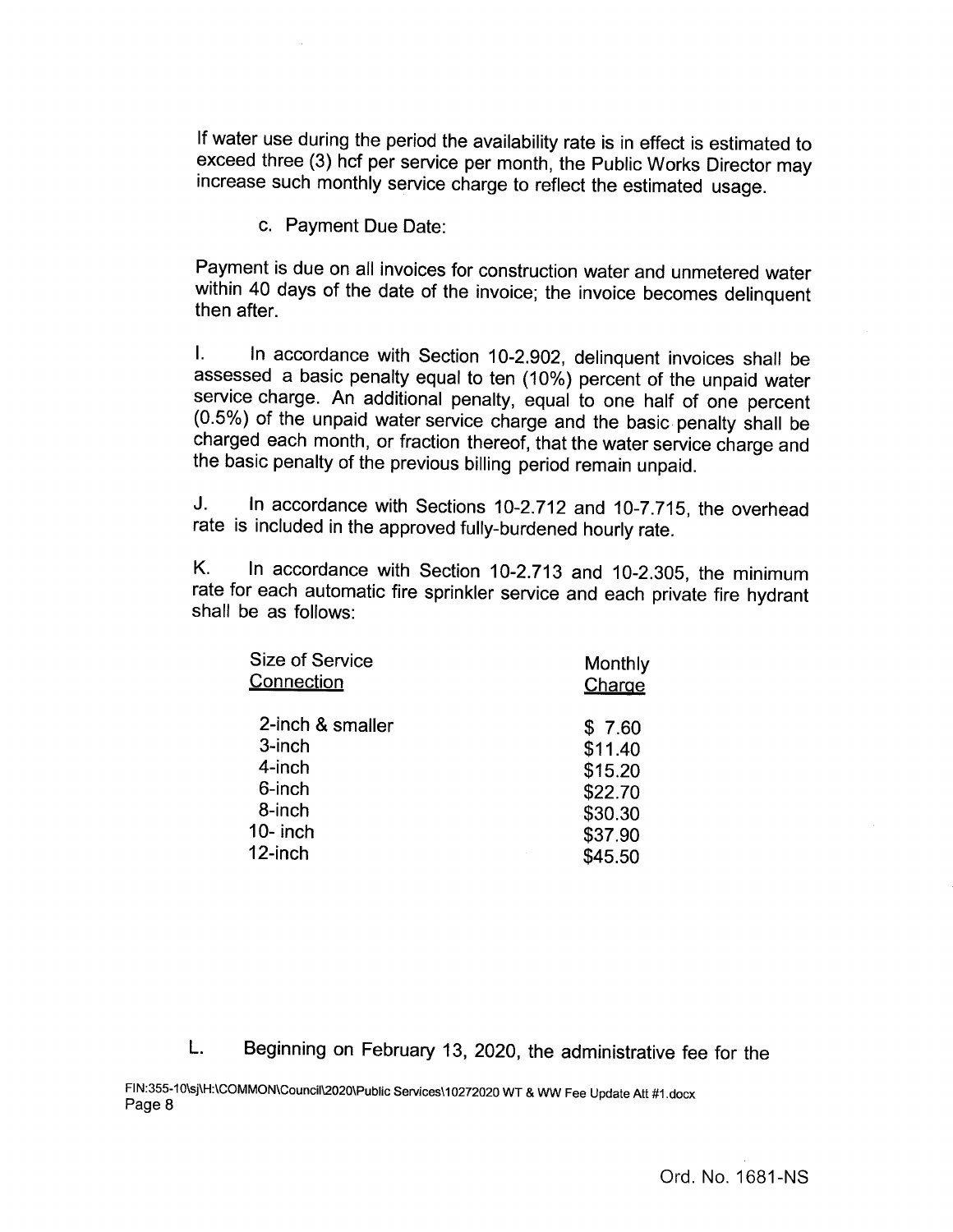If water use during the period the availability rate is in effect is estimated to exceed three (3) hcf per service per month, the Public Works Director may increase such monthly service charge to reflect the estimated usage.

c. Payment Due Date:

Payment is due on all invoices for construction water and unmetered water within 40 days of the date of the invoice; the invoice becomes delinquent then after.

I. In accordance with Section 10-2.902, delinquent invoices shall be assessed a basic penalty equal to ten (10%) percent of the unpaid water service charge. An additional penalty, equal to one half of one percent (0.5%) of the unpaid water service charge and the basic penalty shall be charged each month, or fraction thereof, that the water service charge and the basic penalty of the previous billing period remain unpaid.

J. In accordance with Sections 10-2.712 and 10-7.715, the overhead rate is included in the approved fully-burdened hourly rate.

K. In accordance with Section 10-2.713 and 10-2.305, the minimum rate for each automatic fire sprinkler service and each private fire hydrant shall be as follows:

| Size of Service Connection | Monthly Charge |
|---|---|
| 2-inch & smaller | $ 7.60 |
| 3-inch | $11.40 |
| 4-inch | $15.20 |
| 6-inch | $22.70 |
| 8-inch | $30.30 |
| 10- inch | $37.90 |
| 12-inch | $45.50 |

L. Beginning on February 13, 2020, the administrative fee for the

FIN:355-10\sj\H:\COMMON\Council\2020\Public Services\10272020 WT & WW Fee Update Att #1.docx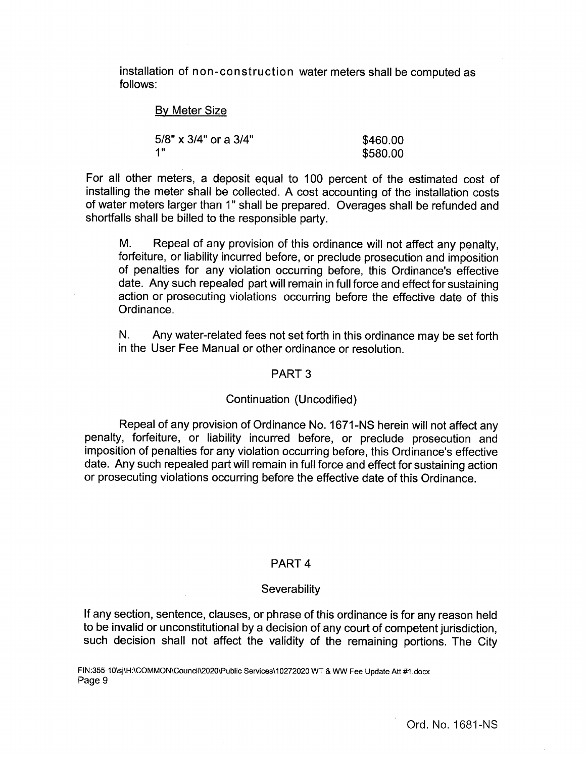installation of non-construction water meters shall be computed as follows:

By Meter Size

| | |
|---|---|
| 5/8" x 3/4" or a 3/4" | $460.00 |
| 1" | $580.00 |

For all other meters, a deposit equal to 100 percent of the estimated cost of installing the meter shall be collected. A cost accounting of the installation costs of water meters larger than 1" shall be prepared. Overages shall be refunded and shortfalls shall be billed to the responsible party.

M. Repeal of any provision of this ordinance will not affect any penalty, forfeiture, or liability incurred before, or preclude prosecution and imposition of penalties for any violation occurring before, this Ordinance's effective date. Any such repealed part will remain in full force and effect for sustaining action or prosecuting violations occurring before the effective date of this Ordinance.

N. Any water-related fees not set forth in this ordinance may be set forth in the User Fee Manual or other ordinance or resolution.

## PART 3

### Continuation (Uncodified)

Repeal of any provision of Ordinance No. 1671-NS herein will not affect any penalty, forfeiture, or liability incurred before, or preclude prosecution and imposition of penalties for any violation occurring before, this Ordinance's effective date. Any such repealed part will remain in full force and effect for sustaining action or prosecuting violations occurring before the effective date of this Ordinance.

## PART 4

### Severability

If any section, sentence, clauses, or phrase of this ordinance is for any reason held to be invalid or unconstitutional by a decision of any court of competent jurisdiction, such decision shall not affect the validity of the remaining portions. The City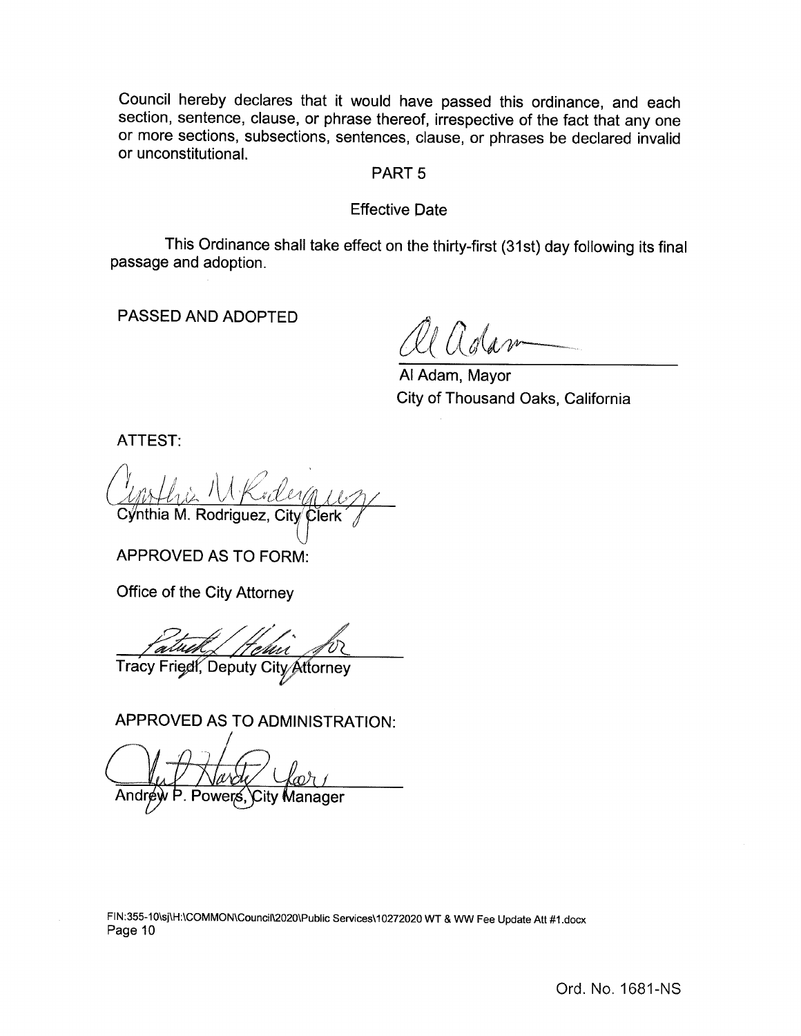Council hereby declares that it would have passed this ordinance, and each section, sentence, clause, or phrase thereof, irrespective of the fact that any one or more sections, subsections, sentences, clause, or phrases be declared invalid or unconstitutional.

## PART 5

### Effective Date

This Ordinance shall take effect on the thirty-first (31st) day following its final passage and adoption.

PASSED AND ADOPTED

Al Adam, Mayor
City of Thousand Oaks, California

ATTEST:

Cynthia M. Rodriguez, City Clerk

APPROVED AS TO FORM:

Office of the City Attorney

Tracy Friedl, Deputy City Attorney

APPROVED AS TO ADMINISTRATION:

Andrew P. Powers, City Manager

FIN:355-10\sj\H:\COMMON\Council\2020\Public Services\10272020 WT & WW Fee Update Att #1.docx
Page 10

Ord. No. 1681-NS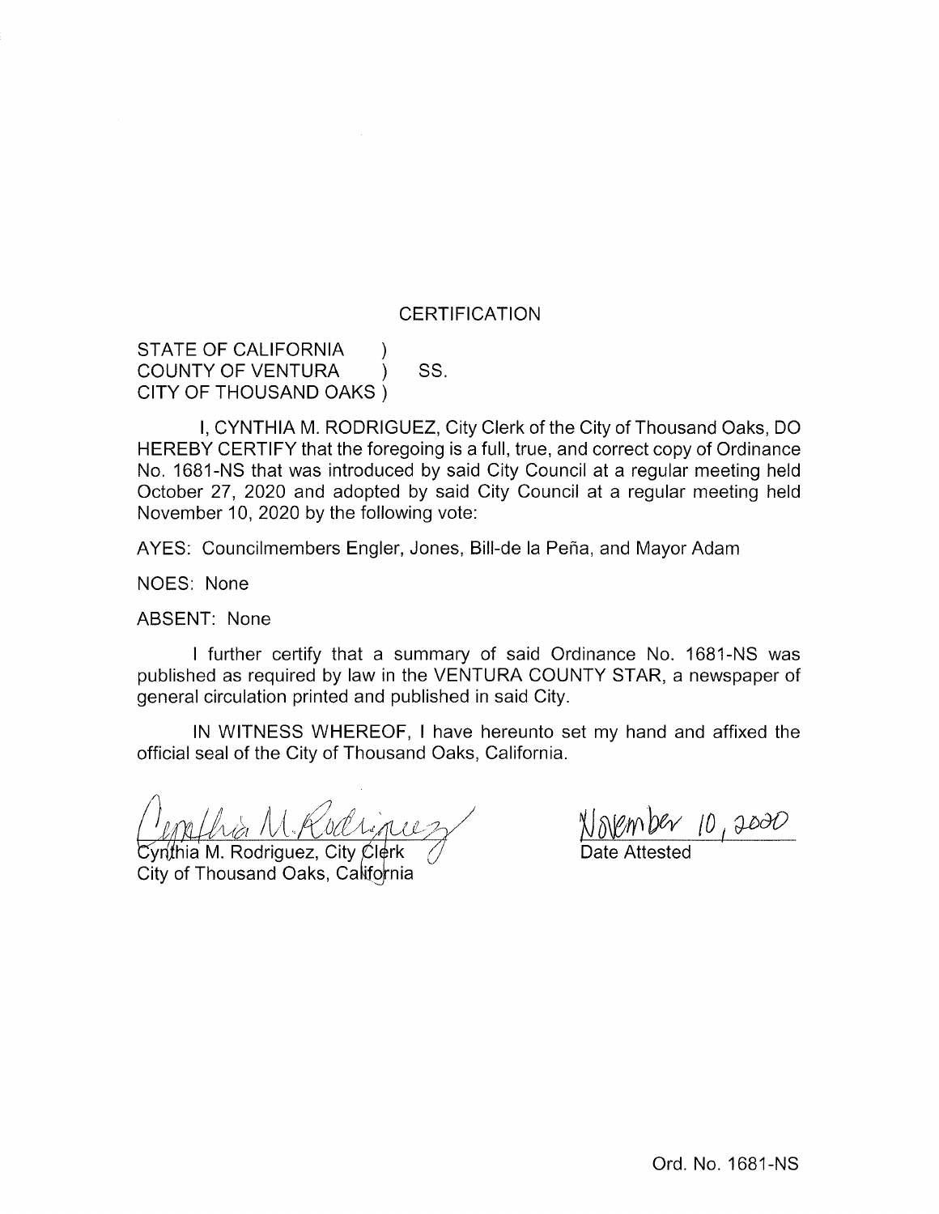## CERTIFICATION

STATE OF CALIFORNIA )
COUNTY OF VENTURA ) SS.
CITY OF THOUSAND OAKS )

I, CYNTHIA M. RODRIGUEZ, City Clerk of the City of Thousand Oaks, DO HEREBY CERTIFY that the foregoing is a full, true, and correct copy of Ordinance No. 1681-NS that was introduced by said City Council at a regular meeting held October 27, 2020 and adopted by said City Council at a regular meeting held November 10, 2020 by the following vote:

AYES: Councilmembers Engler, Jones, Bill-de la Peña, and Mayor Adam

NOES: None

ABSENT: None

I further certify that a summary of said Ordinance No. 1681-NS was published as required by law in the VENTURA COUNTY STAR, a newspaper of general circulation printed and published in said City.

IN WITNESS WHEREOF, I have hereunto set my hand and affixed the official seal of the City of Thousand Oaks, California.

Cynthia M. Rodriguez
Cynthia M. Rodriguez, City Clerk
City of Thousand Oaks, California

November 10, 2020
Date Attested

Ord. No. 1681-NS